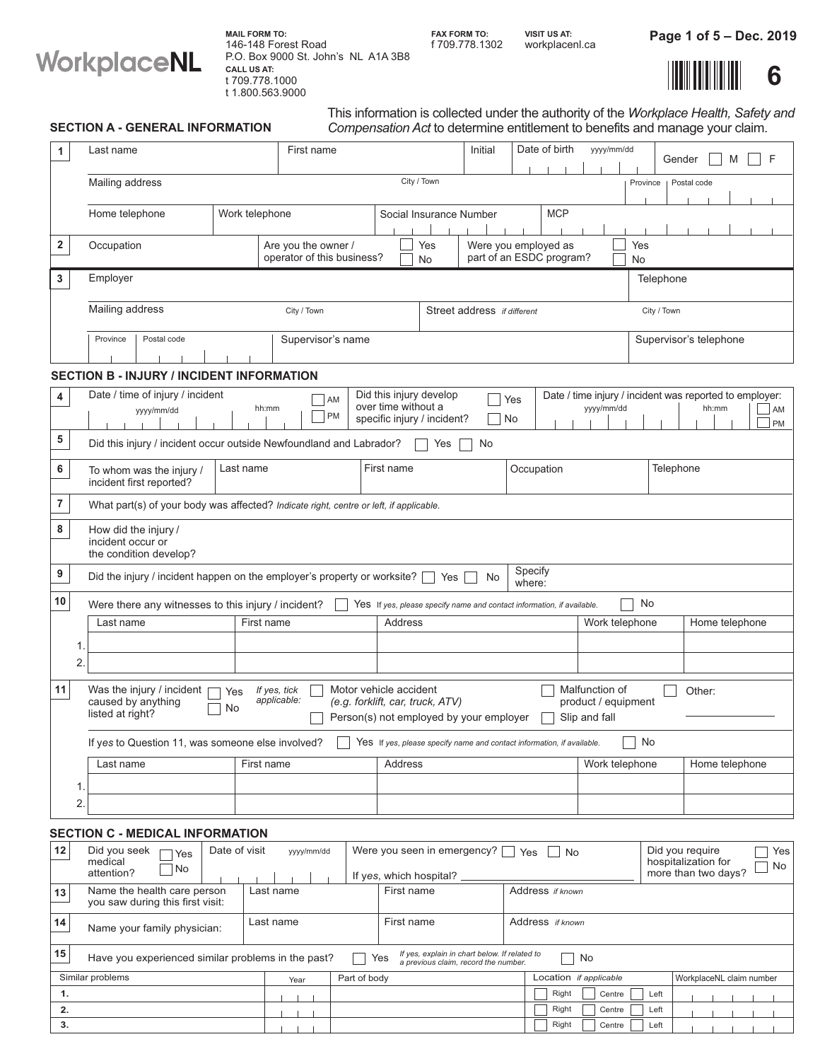**WorkplaceNL**

**MAIL FORM TO:**
146-148 Forest Road
P.O. Box 9000 St. John's NL A1A 3B8

**CALL US AT:**
t 709.778.1000
t 1.800.563.9000

**FAX FORM TO:**
f 709.778.1302

**VISIT US AT:**
workplacenl.ca

**6**

This information is collected under the authority of the *Workplace Health, Safety and Compensation Act* to determine entitlement to benefits and manage your claim.

## SECTION A - GENERAL INFORMATION

| | | | | | |
|---|---|---|---|---|---|
| 1 | Last name | First name | Initial | Date of birth yyyy/mm/dd | Gender ☐ M ☐ F |
| | Mailing address | City / Town | | Province | Postal code |
| | Home telephone | Work telephone | Social Insurance Number | MCP | |
| 2 | Occupation | Are you the owner / operator of this business? ☐ Yes ☐ No | Were you employed as part of an ESDC program? ☐ Yes ☐ No | | |
| 3 | Employer | | | Telephone | |
| | Mailing address | City / Town | Street address *if different* | City / Town | |
| | Province | Postal code | Supervisor's name | Supervisor's telephone | |

## SECTION B - INJURY / INCIDENT INFORMATION

**4** Date / time of injury / incident yyyy/mm/dd hh:mm ☐ AM ☐ PM — Did this injury develop over time without a specific injury / incident? ☐ Yes ☐ No — Date / time injury / incident was reported to employer: yyyy/mm/dd hh:mm ☐ AM ☐ PM

**5** Did this injury / incident occur outside Newfoundland and Labrador? ☐ Yes ☐ No

**6** To whom was the injury / incident first reported?

| Last name | First name | Occupation | Telephone |
|---|---|---|---|
| | | | |

**7** What part(s) of your body was affected? *Indicate right, centre or left, if applicable.*

**8** How did the injury / incident occur or the condition develop?

**9** Did the injury / incident happen on the employer's property or worksite? ☐ Yes ☐ No Specify where:

**10** Were there any witnesses to this injury / incident? ☐ Yes *If yes, please specify name and contact information, if available.* ☐ No

| | Last name | First name | Address | Work telephone | Home telephone |
|---|---|---|---|---|---|
| 1. | | | | | |
| 2. | | | | | |

**11** Was the injury / incident caused by anything listed at right? ☐ Yes ☐ No *If yes, tick applicable:* ☐ Motor vehicle accident (e.g. forklift, car, truck, ATV) ☐ Person(s) not employed by your employer ☐ Malfunction of product / equipment ☐ Slip and fall ☐ Other: ________

If *yes* to Question 11, was someone else involved? ☐ Yes *If yes, please specify name and contact information, if available.* ☐ No

| | Last name | First name | Address | Work telephone | Home telephone |
|---|---|---|---|---|---|
| 1. | | | | | |
| 2. | | | | | |

## SECTION C - MEDICAL INFORMATION

**12** Did you seek medical attention? ☐ Yes ☐ No — Date of visit yyyy/mm/dd — Were you seen in emergency? ☐ Yes ☐ No If *yes*, which hospital? ________ — Did you require hospitalization for more than two days? ☐ Yes ☐ No

**13** Name the health care person you saw during this first visit:

| Last name | First name | Address *if known* |
|---|---|---|
| | | |

**14** Name your family physician:

| Last name | First name | Address *if known* |
|---|---|---|
| | | |

**15** Have you experienced similar problems in the past? ☐ Yes *If yes, explain in chart below. If related to a previous claim, record the number.* ☐ No

| Similar problems | Year | Part of body | Location *if applicable* | WorkplaceNL claim number |
|---|---|---|---|---|
| 1. | | | ☐ Right ☐ Centre ☐ Left | |
| 2. | | | ☐ Right ☐ Centre ☐ Left | |
| 3. | | | ☐ Right ☐ Centre ☐ Left | |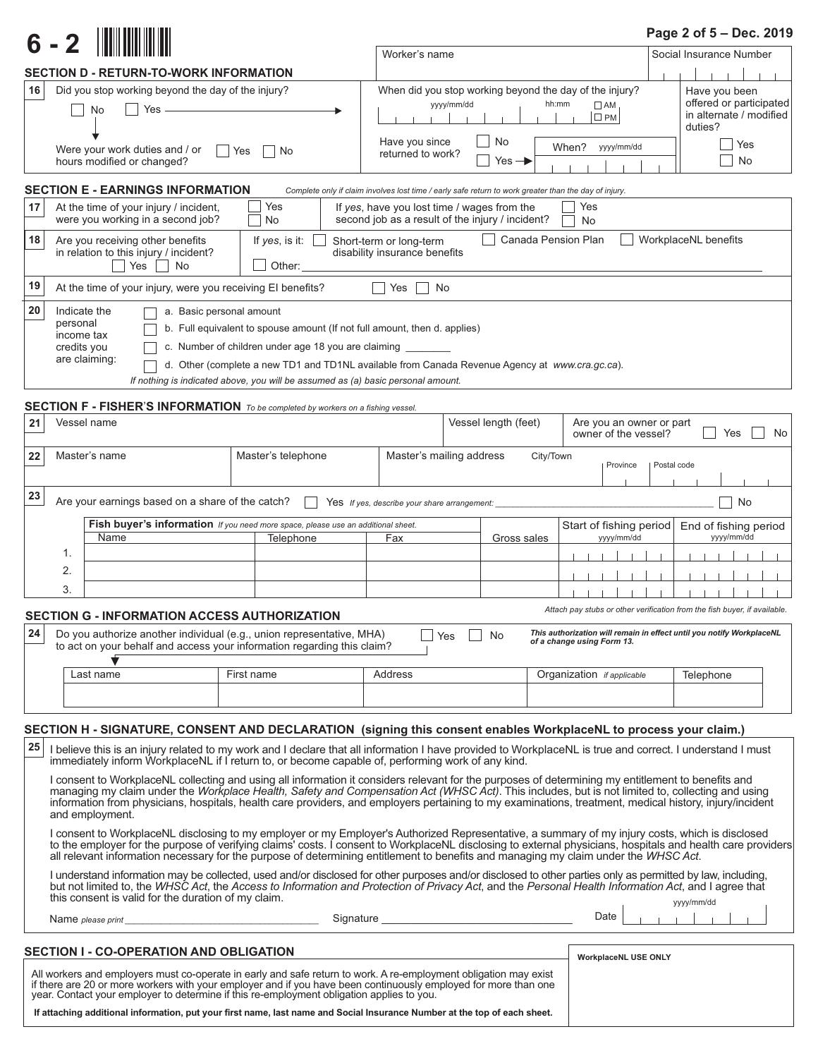**6 - 2**

| Worker's name | Social Insurance Number |
|---|---|
| | |

## SECTION D - RETURN-TO-WORK INFORMATION

**16** Did you stop working beyond the day of the injury? ☐ No ☐ Yes →

When did you stop working beyond the day of the injury? yyyy/mm/dd hh:mm ☐ AM ☐ PM

Have you been offered or participated in alternate / modified duties? ☐ Yes ☐ No

Were your work duties and / or hours modified or changed? ☐ Yes ☐ No

Have you since returned to work? ☐ No ☐ Yes → When? yyyy/mm/dd

## SECTION E - EARNINGS INFORMATION

*Complete only if claim involves lost time / early safe return to work greater than the day of injury.*

**17** At the time of your injury / incident, were you working in a second job? ☐ Yes ☐ No

If *yes*, have you lost time / wages from the second job as a result of the injury / incident? ☐ Yes ☐ No

**18** Are you receiving other benefits in relation to this injury / incident? ☐ Yes ☐ No

If *yes*, is it: ☐ Short-term or long-term disability insurance benefits ☐ Canada Pension Plan ☐ WorkplaceNL benefits ☐ Other: ____________

**19** At the time of your injury, were you receiving EI benefits? ☐ Yes ☐ No

**20** Indicate the personal income tax credits you are claiming:

- ☐ a. Basic personal amount
- ☐ b. Full equivalent to spouse amount (If not full amount, then d. applies)
- ☐ c. Number of children under age 18 you are claiming ________
- ☐ d. Other (complete a new TD1 and TD1NL available from Canada Revenue Agency at *www.cra.gc.ca*).

*If nothing is indicated above, you will be assumed as (a) basic personal amount.*

## SECTION F - FISHER'S INFORMATION

*To be completed by workers on a fishing vessel.*

**21** Vessel name | Vessel length (feet) | Are you an owner or part owner of the vessel? ☐ Yes ☐ No

**22** Master's name | Master's telephone | Master's mailing address | City/Town | Province | Postal code

**23** Are your earnings based on a share of the catch? ☐ Yes *If yes, describe your share arrangement:* ____________ ☐ No

**Fish buyer's information** *If you need more space, please use an additional sheet.*

| | Name | Telephone | Fax | Gross sales | Start of fishing period yyyy/mm/dd | End of fishing period yyyy/mm/dd |
|---|---|---|---|---|---|---|
| 1. | | | | | | |
| 2. | | | | | | |
| 3. | | | | | | |

*Attach pay stubs or other verification from the fish buyer, if available.*

## SECTION G - INFORMATION ACCESS AUTHORIZATION

**24** Do you authorize another individual (e.g., union representative, MHA) to act on your behalf and access your information regarding this claim? ☐ Yes ☐ No

***This authorization will remain in effect until you notify WorkplaceNL of a change using Form 13.***

| Last name | First name | Address | Organization *if applicable* | Telephone |
|---|---|---|---|---|
| | | | | |

## SECTION H - SIGNATURE, CONSENT AND DECLARATION (signing this consent enables WorkplaceNL to process your claim.)

**25** I believe this is an injury related to my work and I declare that all information I have provided to WorkplaceNL is true and correct. I understand I must immediately inform WorkplaceNL if I return to, or become capable of, performing work of any kind.

I consent to WorkplaceNL collecting and using all information it considers relevant for the purposes of determining my entitlement to benefits and managing my claim under the *Workplace Health, Safety and Compensation Act (WHSC Act)*. This includes, but is not limited to, collecting and using information from physicians, hospitals, health care providers, and employers pertaining to my examinations, treatment, medical history, injury/incident and employment.

I consent to WorkplaceNL disclosing to my employer or my Employer's Authorized Representative, a summary of my injury costs, which is disclosed to the employer for the purpose of verifying claims' costs. I consent to WorkplaceNL disclosing to external physicians, hospitals and health care providers all relevant information necessary for the purpose of determining entitlement to benefits and managing my claim under the *WHSC Act*.

I understand information may be collected, used and/or disclosed for other purposes and/or disclosed to other parties only as permitted by law, including, but not limited to, the *WHSC Act*, the *Access to Information and Protection of Privacy Act*, and the *Personal Health Information Act*, and I agree that this consent is valid for the duration of my claim.

Name *please print* ____________________ Signature ____________________ Date yyyy/mm/dd

## SECTION I - CO-OPERATION AND OBLIGATION

All workers and employers must co-operate in early and safe return to work. A re-employment obligation may exist if there are 20 or more workers with your employer and if you have been continuously employed for more than one year. Contact your employer to determine if this re-employment obligation applies to you.

**If attaching additional information, put your first name, last name and Social Insurance Number at the top of each sheet.**

**WorkplaceNL USE ONLY**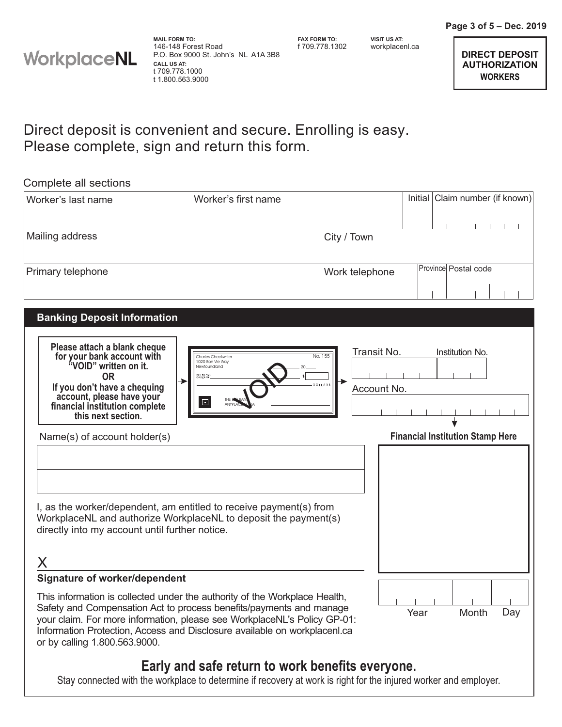**MAIL FORM TO:**
146-148 Forest Road
P.O. Box 9000 St. John's NL A1A 3B8

**CALL US AT:**
t 709.778.1000
t 1.800.563.9000

**FAX FORM TO:**
f 709.778.1302

**VISIT US AT:**
workplacenl.ca

**WorkplaceNL**

**DIRECT DEPOSIT AUTHORIZATION**
**WORKERS**

# Direct deposit is convenient and secure. Enrolling is easy. Please complete, sign and return this form.

Complete all sections

| Worker's last name | Worker's first name | Initial | Claim number (if known) |
|---|---|---|---|
| | | | |

| Mailing address | City / Town |
|---|---|
| | |

| Primary telephone | Work telephone | Province | Postal code |
|---|---|---|---|
| | | | |

## Banking Deposit Information

**Please attach a blank cheque for your bank account with "VOID" written on it.**
**OR**
**If you don't have a chequing account, please have your financial institution complete this next section.**

| Transit No. | Institution No. |
|---|---|
| | |

| Account No. |
|---|
| |

Name(s) of account holder(s)

| |
|---|
| |
| |

**Financial Institution Stamp Here**

I, as the worker/dependent, am entitled to receive payment(s) from WorkplaceNL and authorize WorkplaceNL to deposit the payment(s) directly into my account until further notice.

X ______________________________

**Signature of worker/dependent**

| Year | Month | Day |
|---|---|---|
| | | |

This information is collected under the authority of the Workplace Health, Safety and Compensation Act to process benefits/payments and manage your claim. For more information, please see WorkplaceNL's Policy GP-01: Information Protection, Access and Disclosure available on workplacenl.ca or by calling 1.800.563.9000.

## Early and safe return to work benefits everyone.

Stay connected with the workplace to determine if recovery at work is right for the injured worker and employer.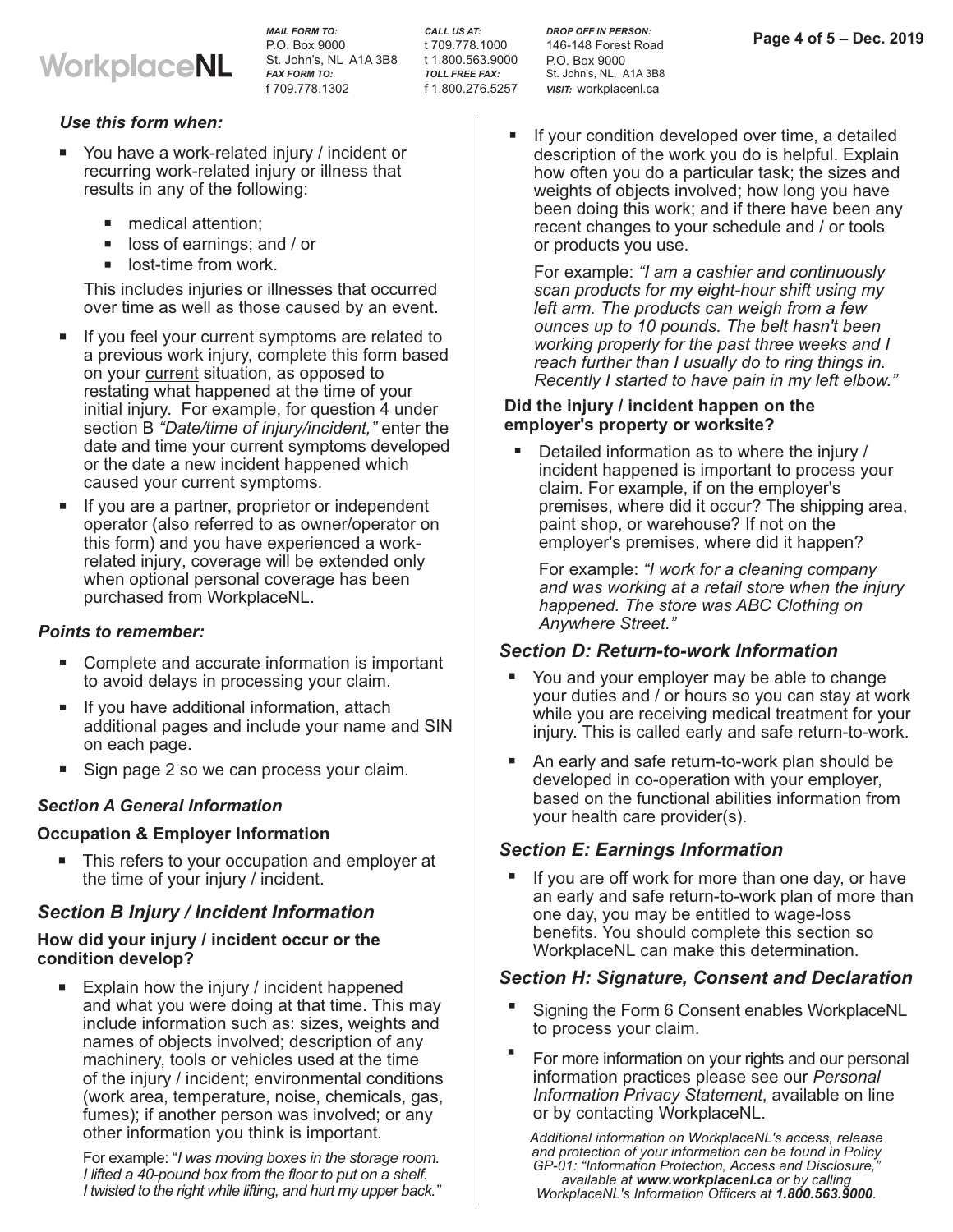# WorkplaceNL

***MAIL FORM TO:***
P.O. Box 9000
St. John's, NL A1A 3B8
***FAX FORM TO:***
f 709.778.1302

***CALL US AT:***
t 709.778.1000
t 1.800.563.9000
***TOLL FREE FAX:***
f 1.800.276.5257

***DROP OFF IN PERSON:***
146-148 Forest Road
P.O. Box 9000
St. John's, NL, A1A 3B8
***VISIT:*** workplacenl.ca

### *Use this form when:*

- You have a work-related injury / incident or recurring work-related injury or illness that results in any of the following:
  - medical attention;
  - loss of earnings; and / or
  - lost-time from work.

  This includes injuries or illnesses that occurred over time as well as those caused by an event.
- If you feel your current symptoms are related to a previous work injury, complete this form based on your current situation, as opposed to restating what happened at the time of your initial injury. For example, for question 4 under section B *"Date/time of injury/incident,"* enter the date and time your current symptoms developed or the date a new incident happened which caused your current symptoms.
- If you are a partner, proprietor or independent operator (also referred to as owner/operator on this form) and you have experienced a work-related injury, coverage will be extended only when optional personal coverage has been purchased from WorkplaceNL.

### *Points to remember:*

- Complete and accurate information is important to avoid delays in processing your claim.
- If you have additional information, attach additional pages and include your name and SIN on each page.
- Sign page 2 so we can process your claim.

## *Section A General Information*

### Occupation & Employer Information

- This refers to your occupation and employer at the time of your injury / incident.

## *Section B Injury / Incident Information*

### How did your injury / incident occur or the condition develop?

- Explain how the injury / incident happened and what you were doing at that time. This may include information such as: sizes, weights and names of objects involved; description of any machinery, tools or vehicles used at the time of the injury / incident; environmental conditions (work area, temperature, noise, chemicals, gas, fumes); if another person was involved; or any other information you think is important.

  For example: "*I was moving boxes in the storage room. I lifted a 40-pound box from the floor to put on a shelf. I twisted to the right while lifting, and hurt my upper back.*"
- If your condition developed over time, a detailed description of the work you do is helpful. Explain how often you do a particular task; the sizes and weights of objects involved; how long you have been doing this work; and if there have been any recent changes to your schedule and / or tools or products you use.

  For example: *"I am a cashier and continuously scan products for my eight-hour shift using my left arm. The products can weigh from a few ounces up to 10 pounds. The belt hasn't been working properly for the past three weeks and I reach further than I usually do to ring things in. Recently I started to have pain in my left elbow."*

### Did the injury / incident happen on the employer's property or worksite?

- Detailed information as to where the injury / incident happened is important to process your claim. For example, if on the employer's premises, where did it occur? The shipping area, paint shop, or warehouse? If not on the employer's premises, where did it happen?

  For example: *"I work for a cleaning company and was working at a retail store when the injury happened. The store was ABC Clothing on Anywhere Street."*

## *Section D: Return-to-work Information*

- You and your employer may be able to change your duties and / or hours so you can stay at work while you are receiving medical treatment for your injury. This is called early and safe return-to-work.
- An early and safe return-to-work plan should be developed in co-operation with your employer, based on the functional abilities information from your health care provider(s).

## *Section E: Earnings Information*

- If you are off work for more than one day, or have an early and safe return-to-work plan of more than one day, you may be entitled to wage-loss benefits. You should complete this section so WorkplaceNL can make this determination.

## *Section H: Signature, Consent and Declaration*

- Signing the Form 6 Consent enables WorkplaceNL to process your claim.
- For more information on your rights and our personal information practices please see our *Personal Information Privacy Statement*, available on line or by contacting WorkplaceNL.

*Additional information on WorkplaceNL's access, release and protection of your information can be found in Policy GP-01: "Information Protection, Access and Disclosure," available at **www.workplacenl.ca** or by calling WorkplaceNL's Information Officers at **1.800.563.9000**.*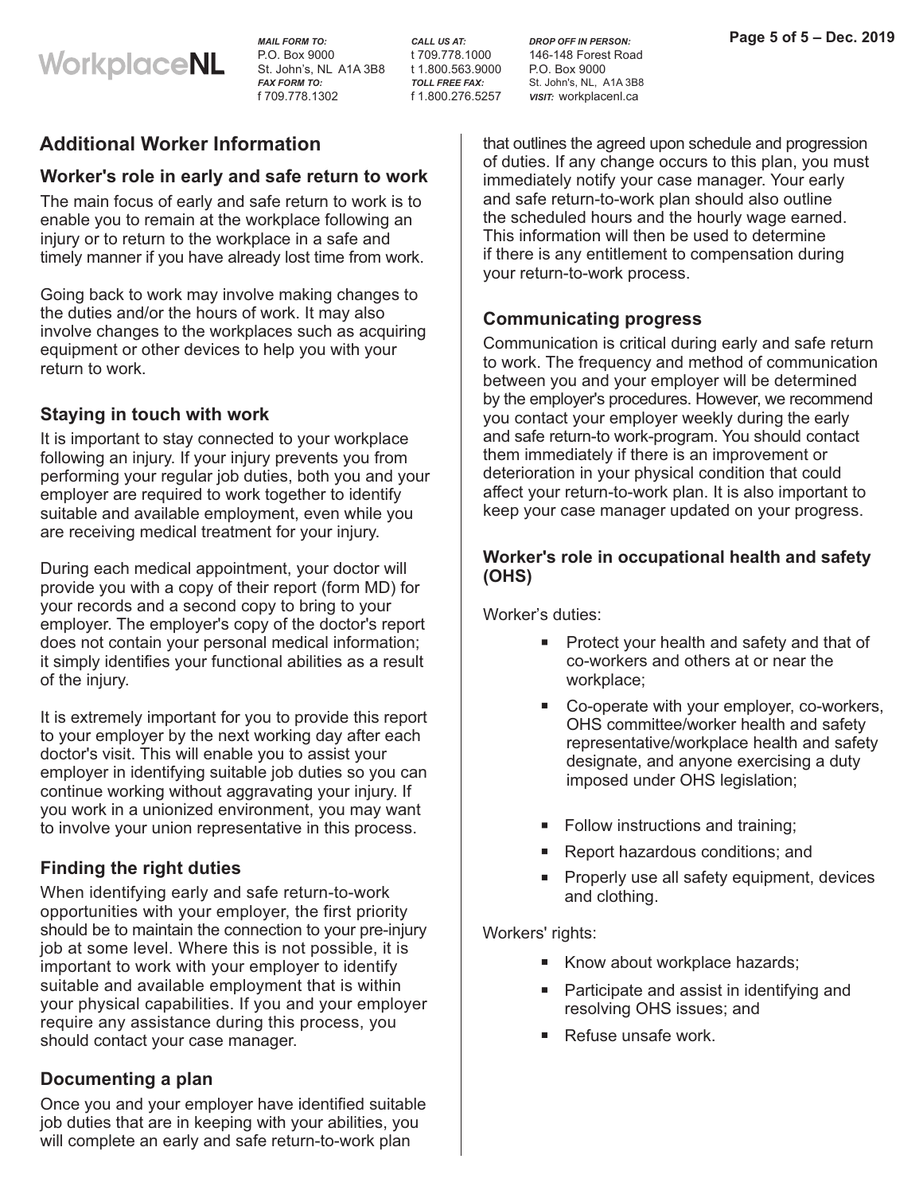## Additional Worker Information

### Worker's role in early and safe return to work

The main focus of early and safe return to work is to enable you to remain at the workplace following an injury or to return to the workplace in a safe and timely manner if you have already lost time from work.

Going back to work may involve making changes to the duties and/or the hours of work. It may also involve changes to the workplaces such as acquiring equipment or other devices to help you with your return to work.

### Staying in touch with work

It is important to stay connected to your workplace following an injury. If your injury prevents you from performing your regular job duties, both you and your employer are required to work together to identify suitable and available employment, even while you are receiving medical treatment for your injury.

During each medical appointment, your doctor will provide you with a copy of their report (form MD) for your records and a second copy to bring to your employer. The employer's copy of the doctor's report does not contain your personal medical information; it simply identifies your functional abilities as a result of the injury.

It is extremely important for you to provide this report to your employer by the next working day after each doctor's visit. This will enable you to assist your employer in identifying suitable job duties so you can continue working without aggravating your injury. If you work in a unionized environment, you may want to involve your union representative in this process.

### Finding the right duties

When identifying early and safe return-to-work opportunities with your employer, the first priority should be to maintain the connection to your pre-injury job at some level. Where this is not possible, it is important to work with your employer to identify suitable and available employment that is within your physical capabilities. If you and your employer require any assistance during this process, you should contact your case manager.

### Documenting a plan

Once you and your employer have identified suitable job duties that are in keeping with your abilities, you will complete an early and safe return-to-work plan that outlines the agreed upon schedule and progression of duties. If any change occurs to this plan, you must immediately notify your case manager. Your early and safe return-to-work plan should also outline the scheduled hours and the hourly wage earned. This information will then be used to determine if there is any entitlement to compensation during your return-to-work process.

### Communicating progress

Communication is critical during early and safe return to work. The frequency and method of communication between you and your employer will be determined by the employer's procedures. However, we recommend you contact your employer weekly during the early and safe return-to work-program. You should contact them immediately if there is an improvement or deterioration in your physical condition that could affect your return-to-work plan. It is also important to keep your case manager updated on your progress.

### Worker's role in occupational health and safety (OHS)

Worker’s duties:

- Protect your health and safety and that of co-workers and others at or near the workplace;
- Co-operate with your employer, co-workers, OHS committee/worker health and safety representative/workplace health and safety designate, and anyone exercising a duty imposed under OHS legislation;
- Follow instructions and training;
- Report hazardous conditions; and
- Properly use all safety equipment, devices and clothing.

Workers' rights:

- Know about workplace hazards;
- Participate and assist in identifying and resolving OHS issues; and
- Refuse unsafe work.